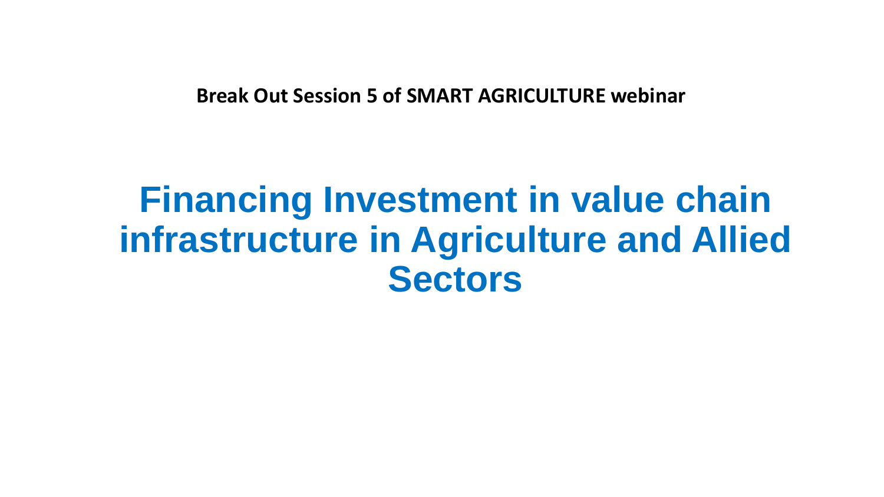**Break Out Session 5 of SMART AGRICULTURE webinar**

# Financing Investment in value chain infrastructure in Agriculture and Allied Sectors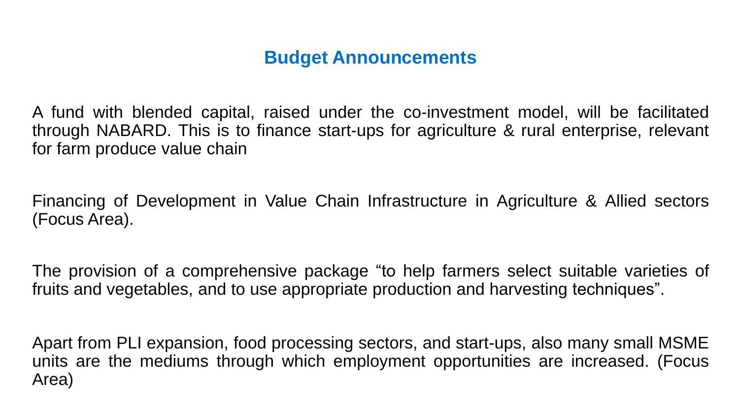## Budget Announcements

A fund with blended capital, raised under the co-investment model, will be facilitated through NABARD. This is to finance start-ups for agriculture & rural enterprise, relevant for farm produce value chain

Financing of Development in Value Chain Infrastructure in Agriculture & Allied sectors (Focus Area).

The provision of a comprehensive package “to help farmers select suitable varieties of fruits and vegetables, and to use appropriate production and harvesting techniques”.

Apart from PLI expansion, food processing sectors, and start-ups, also many small MSME units are the mediums through which employment opportunities are increased. (Focus Area)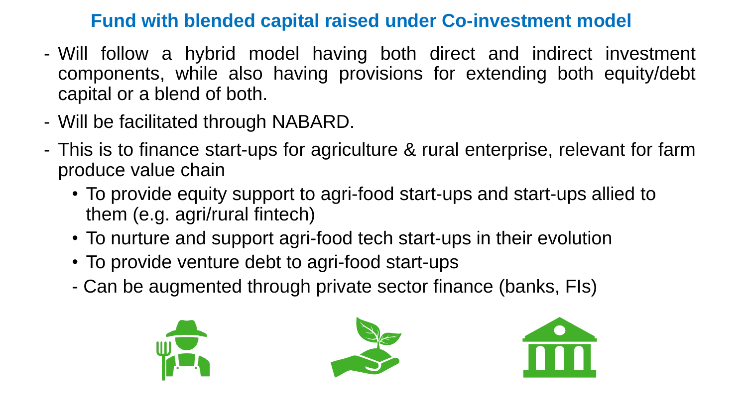## Fund with blended capital raised under Co-investment model

- Will follow a hybrid model having both direct and indirect investment components, while also having provisions for extending both equity/debt capital or a blend of both.
- Will be facilitated through NABARD.
- This is to finance start-ups for agriculture & rural enterprise, relevant for farm produce value chain
  - To provide equity support to agri-food start-ups and start-ups allied to them (e.g. agri/rural fintech)
  - To nurture and support agri-food tech start-ups in their evolution
  - To provide venture debt to agri-food start-ups
  - Can be augmented through private sector finance (banks, FIs)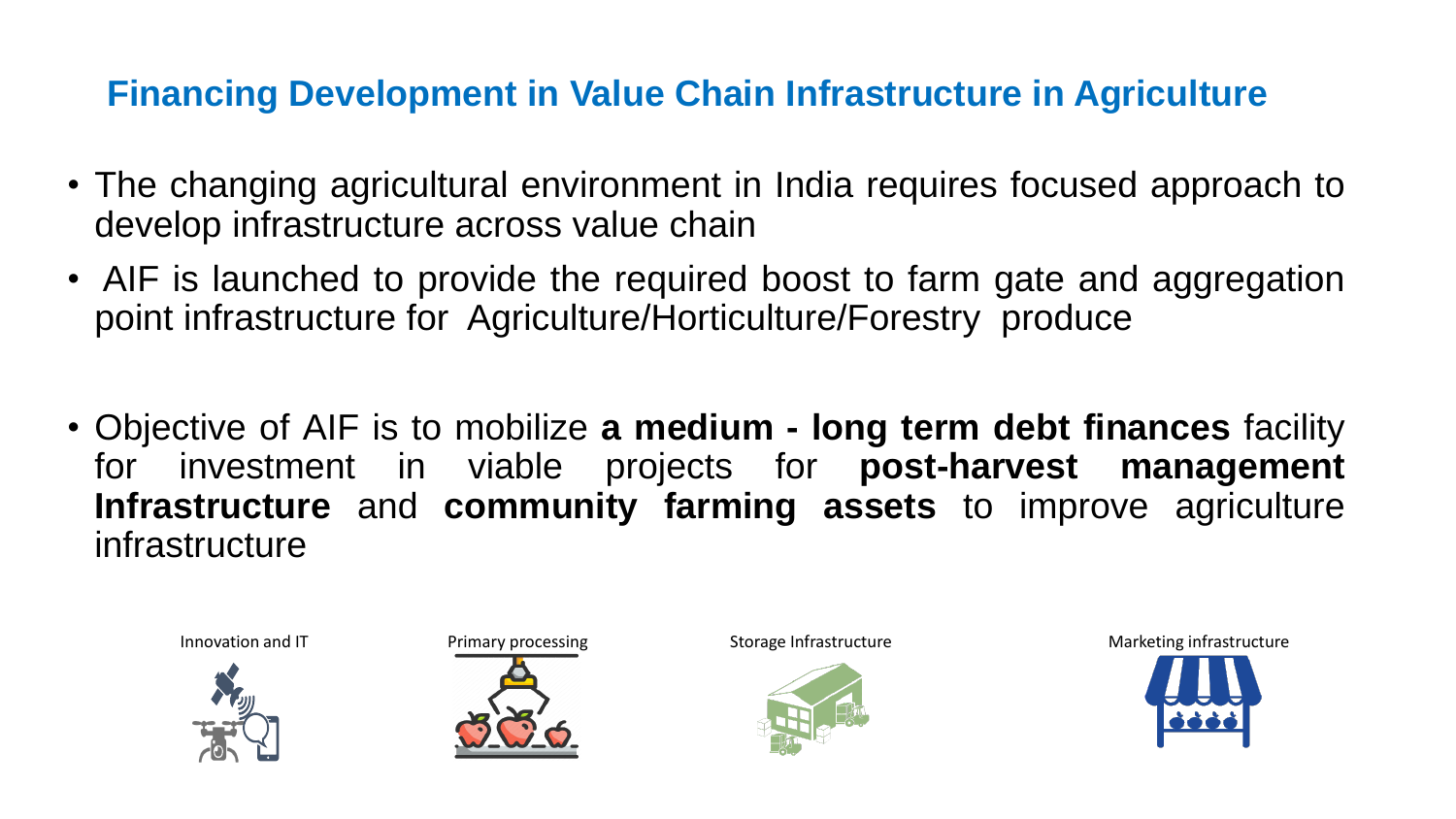## Financing Development in Value Chain Infrastructure in Agriculture

- The changing agricultural environment in India requires focused approach to develop infrastructure across value chain
- AIF is launched to provide the required boost to farm gate and aggregation point infrastructure for Agriculture/Horticulture/Forestry produce
- Objective of AIF is to mobilize **a medium - long term debt finances** facility for investment in viable projects for **post-harvest management Infrastructure** and **community farming assets** to improve agriculture infrastructure

Innovation and IT

Primary processing

Storage Infrastructure

Marketing infrastructure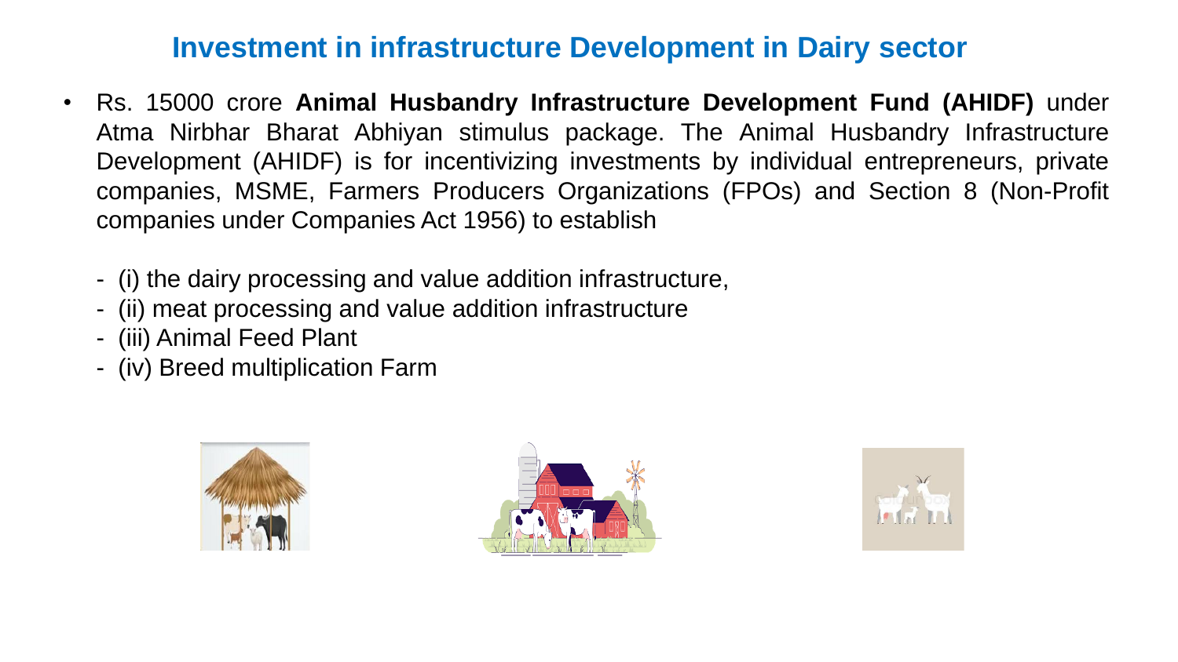## Investment in infrastructure Development in Dairy sector

- Rs. 15000 crore **Animal Husbandry Infrastructure Development Fund (AHIDF)** under Atma Nirbhar Bharat Abhiyan stimulus package. The Animal Husbandry Infrastructure Development (AHIDF) is for incentivizing investments by individual entrepreneurs, private companies, MSME, Farmers Producers Organizations (FPOs) and Section 8 (Non-Profit companies under Companies Act 1956) to establish

  - (i) the dairy processing and value addition infrastructure,
  - (ii) meat processing and value addition infrastructure
  - (iii) Animal Feed Plant
  - (iv) Breed multiplication Farm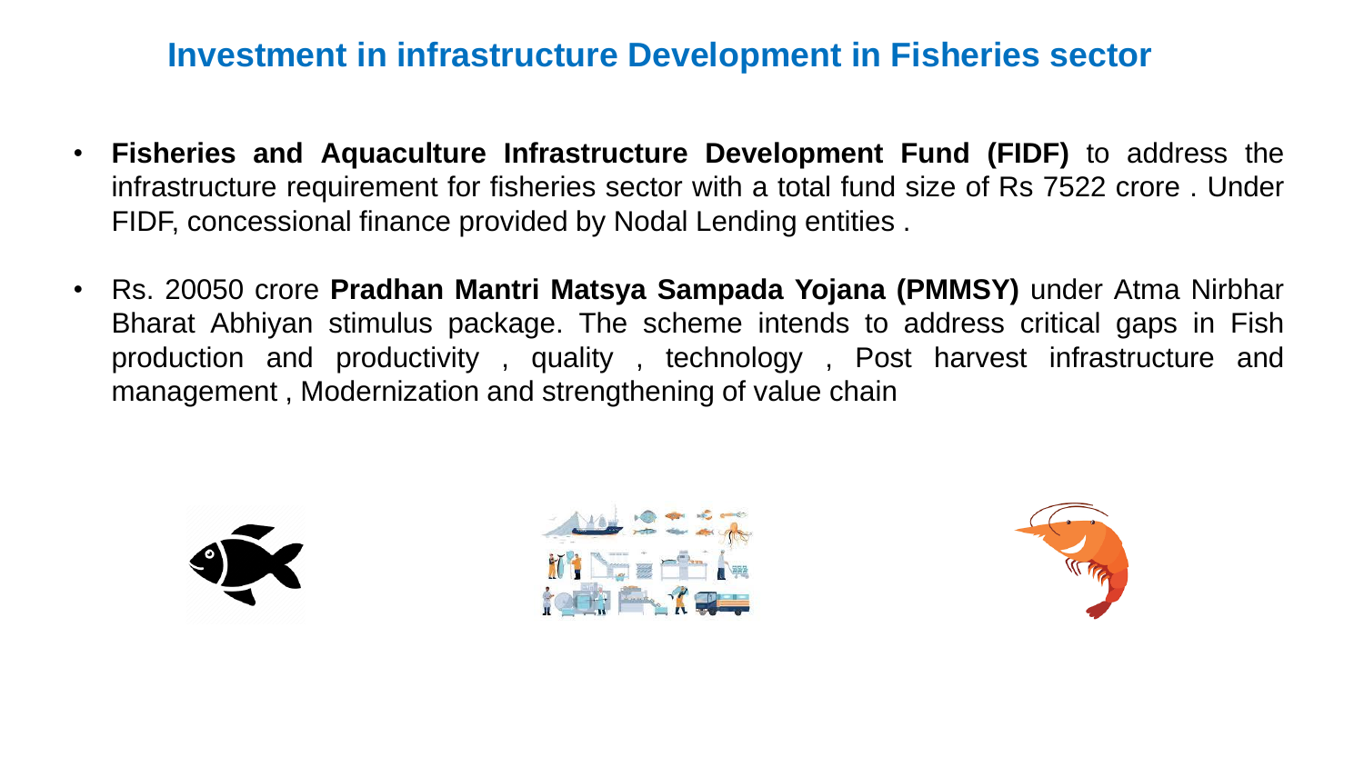# Investment in infrastructure Development in Fisheries sector

- **Fisheries and Aquaculture Infrastructure Development Fund (FIDF)** to address the infrastructure requirement for fisheries sector with a total fund size of Rs 7522 crore . Under FIDF, concessional finance provided by Nodal Lending entities .
- Rs. 20050 crore **Pradhan Mantri Matsya Sampada Yojana (PMMSY)** under Atma Nirbhar Bharat Abhiyan stimulus package. The scheme intends to address critical gaps in Fish production and productivity , quality , technology , Post harvest infrastructure and management , Modernization and strengthening of value chain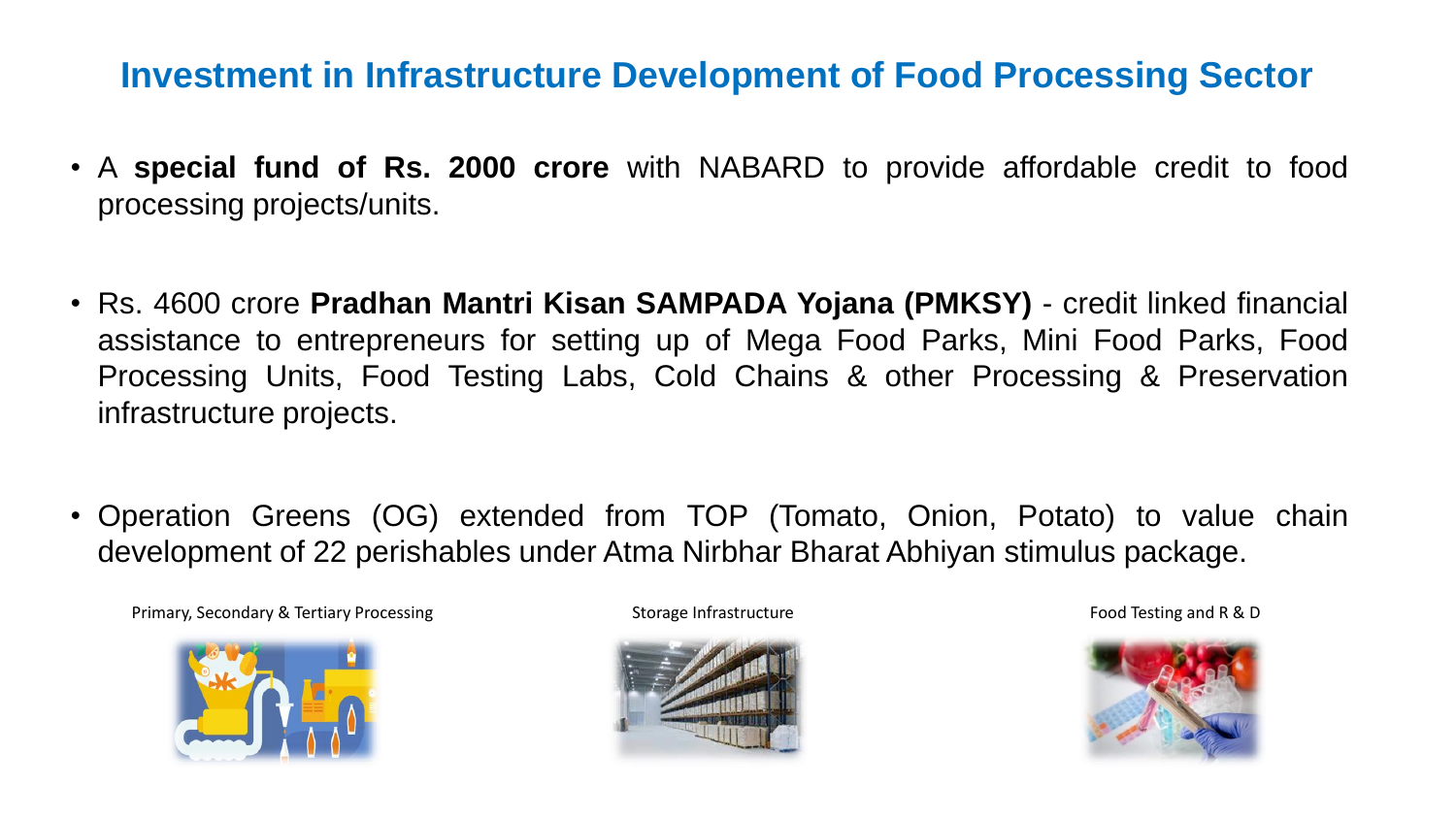# Investment in Infrastructure Development of Food Processing Sector

- A **special fund of Rs. 2000 crore** with NABARD to provide affordable credit to food processing projects/units.

- Rs. 4600 crore **Pradhan Mantri Kisan SAMPADA Yojana (PMKSY)** - credit linked financial assistance to entrepreneurs for setting up of Mega Food Parks, Mini Food Parks, Food Processing Units, Food Testing Labs, Cold Chains & other Processing & Preservation infrastructure projects.

- Operation Greens (OG) extended from TOP (Tomato, Onion, Potato) to value chain development of 22 perishables under Atma Nirbhar Bharat Abhiyan stimulus package.

Primary, Secondary & Tertiary Processing

Storage Infrastructure

Food Testing and R & D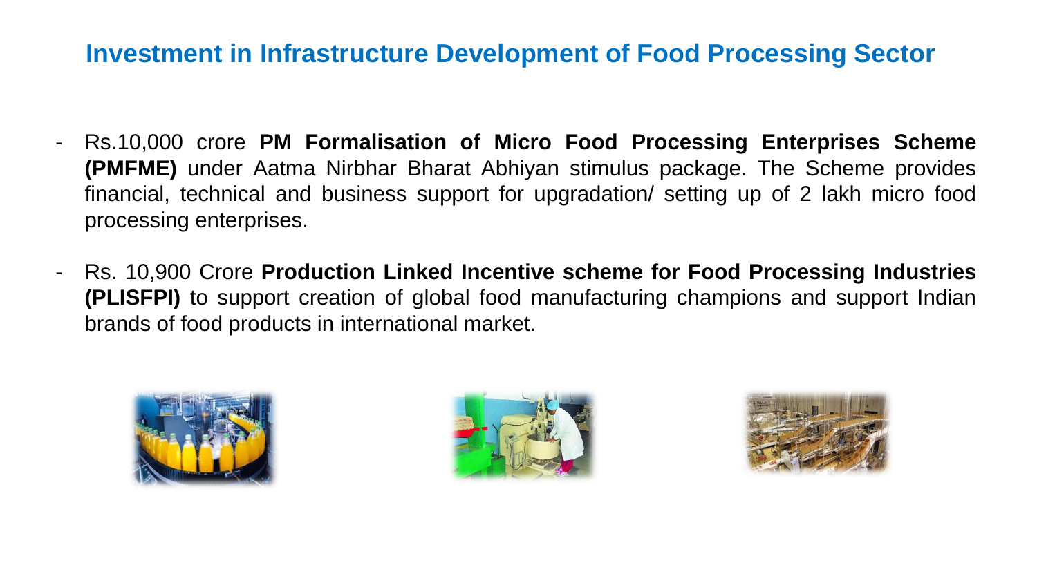## Investment in Infrastructure Development of Food Processing Sector

- Rs.10,000 crore **PM Formalisation of Micro Food Processing Enterprises Scheme (PMFME)** under Aatma Nirbhar Bharat Abhiyan stimulus package. The Scheme provides financial, technical and business support for upgradation/ setting up of 2 lakh micro food processing enterprises.

- Rs. 10,900 Crore **Production Linked Incentive scheme for Food Processing Industries (PLISFPI)** to support creation of global food manufacturing champions and support Indian brands of food products in international market.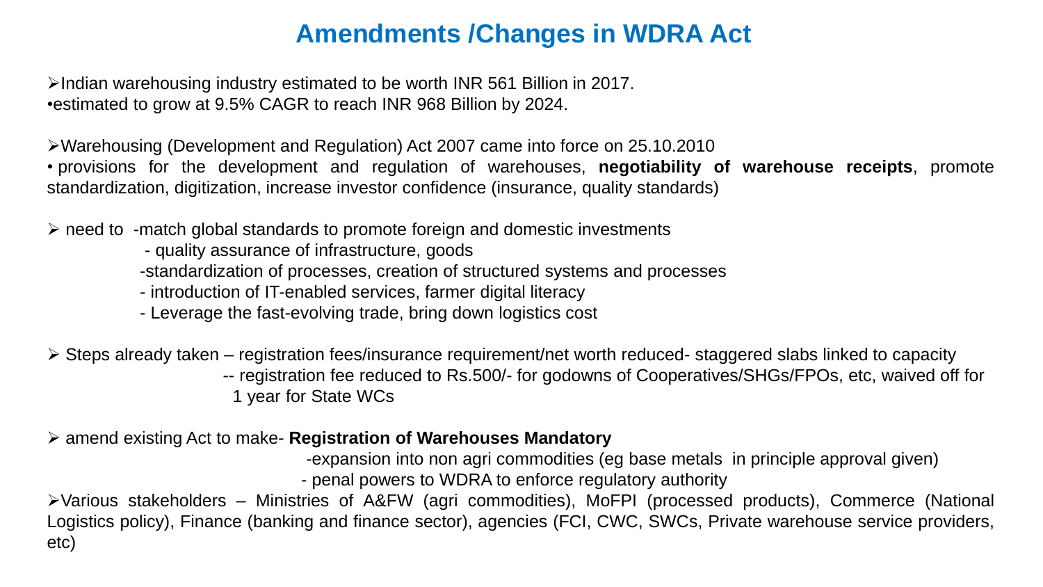# Amendments /Changes in WDRA Act

- Indian warehousing industry estimated to be worth INR 561 Billion in 2017.
  - estimated to grow at 9.5% CAGR to reach INR 968 Billion by 2024.

- Warehousing (Development and Regulation) Act 2007 came into force on 25.10.2010
  - provisions for the development and regulation of warehouses, **negotiability of warehouse receipts**, promote standardization, digitization, increase investor confidence (insurance, quality standards)

- need to -match global standards to promote foreign and domestic investments
  - quality assurance of infrastructure, goods
  - standardization of processes, creation of structured systems and processes
  - introduction of IT-enabled services, farmer digital literacy
  - Leverage the fast-evolving trade, bring down logistics cost

- Steps already taken – registration fees/insurance requirement/net worth reduced- staggered slabs linked to capacity
  - registration fee reduced to Rs.500/- for godowns of Cooperatives/SHGs/FPOs, etc, waived off for 1 year for State WCs

- amend existing Act to make- **Registration of Warehouses Mandatory**
  - expansion into non agri commodities (eg base metals in principle approval given)
  - penal powers to WDRA to enforce regulatory authority

- Various stakeholders – Ministries of A&FW (agri commodities), MoFPI (processed products), Commerce (National Logistics policy), Finance (banking and finance sector), agencies (FCI, CWC, SWCs, Private warehouse service providers, etc)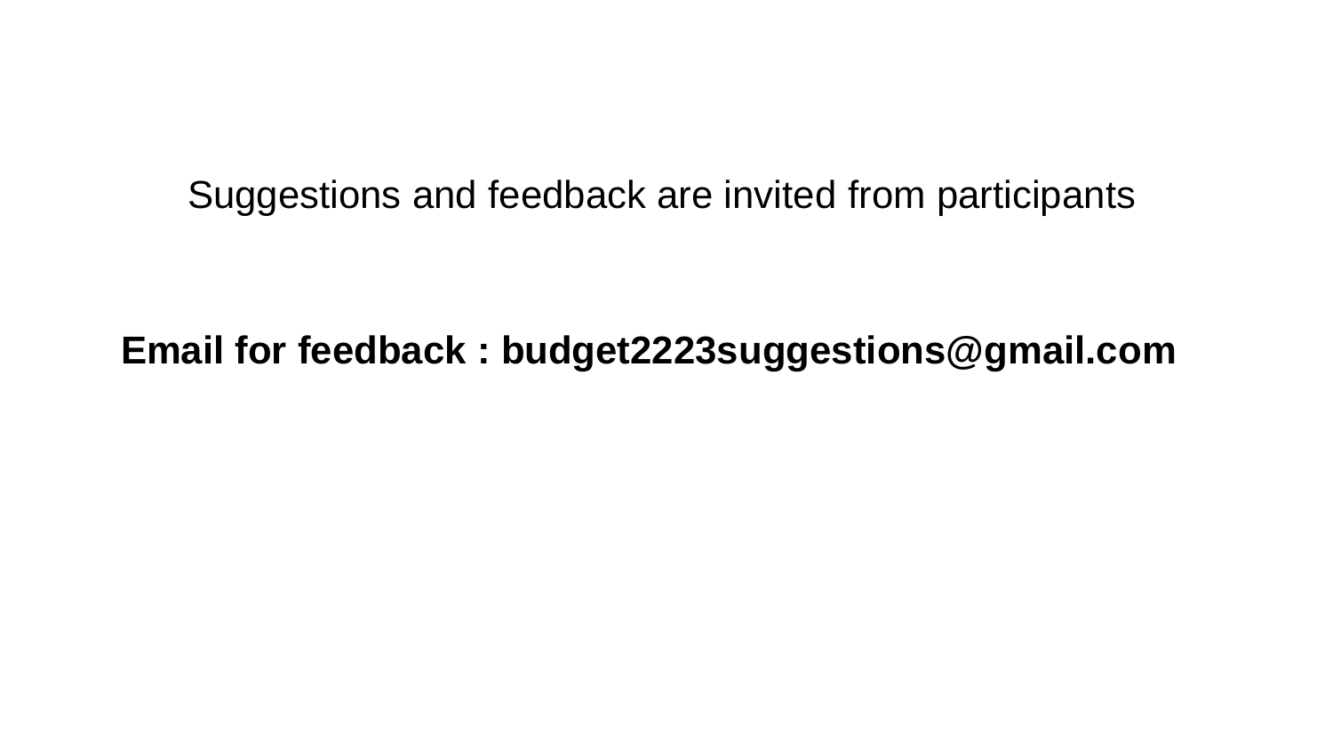Suggestions and feedback are invited from participants

**Email for feedback : budget2223suggestions@gmail.com**